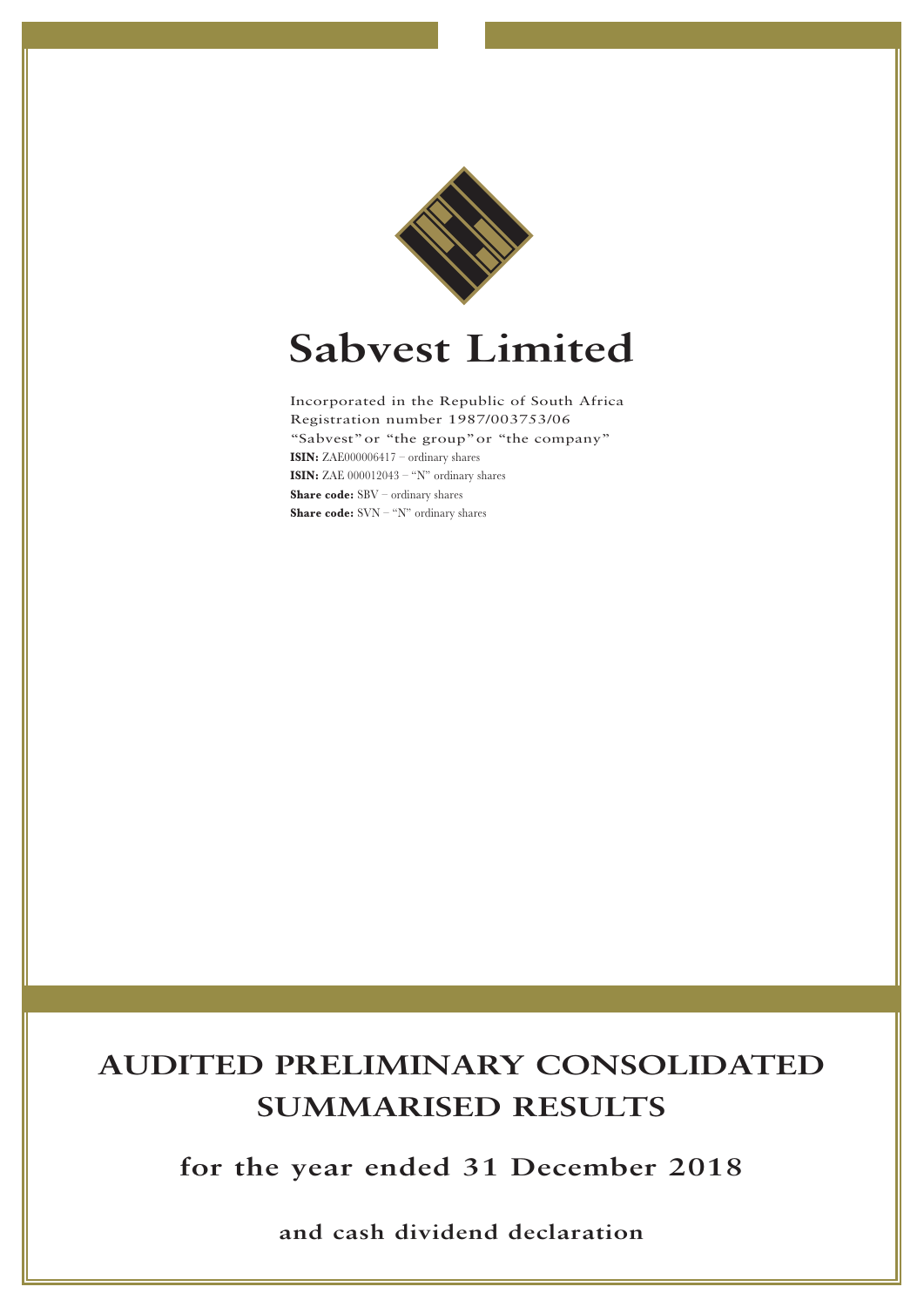# Sabvest Limited

Incorporated in the Republic of South Africa
Registration number 1987/003753/06
"Sabvest" or "the group" or "the company"
**ISIN:** ZAE000006417 – ordinary shares
**ISIN:** ZAE 000012043 – "N" ordinary shares
**Share code:** SBV – ordinary shares
**Share code:** SVN – "N" ordinary shares

# AUDITED PRELIMINARY CONSOLIDATED SUMMARISED RESULTS

## for the year ended 31 December 2018

### and cash dividend declaration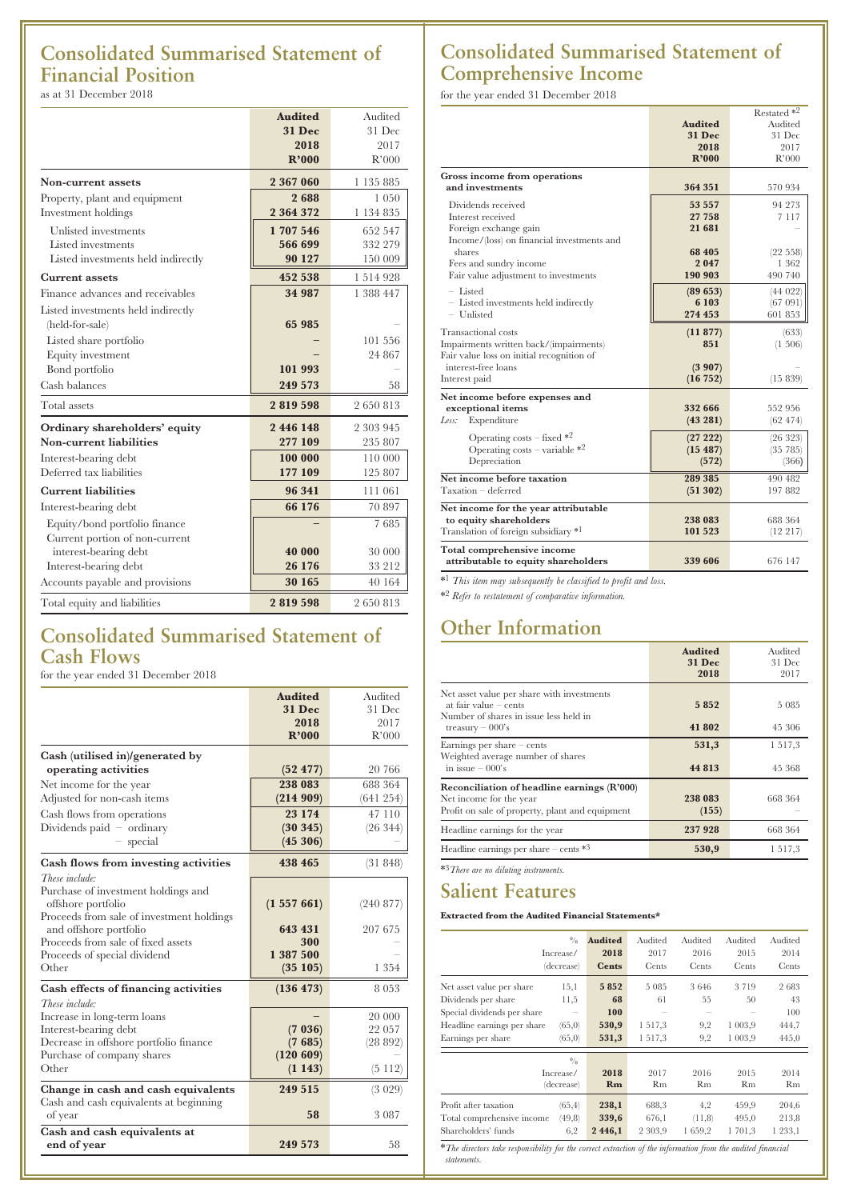# Consolidated Summarised Statement of Financial Position

as at 31 December 2018

| | Audited 31 Dec 2018 R'000 | Audited 31 Dec 2017 R'000 |
|---|---|---|
| **Non-current assets** | **2 367 060** | 1 135 885 |
| Property, plant and equipment | **2 688** | 1 050 |
| Investment holdings | **2 364 372** | 1 134 835 |
| Unlisted investments | **1 707 546** | 652 547 |
| Listed investments | **566 699** | 332 279 |
| Listed investments held indirectly | **90 127** | 150 009 |
| **Current assets** | **452 538** | 1 514 928 |
| Finance advances and receivables | **34 987** | 1 388 447 |
| Listed investments held indirectly (held-for-sale) | **65 985** | – |
| Listed share portfolio | – | 101 556 |
| Equity investment | – | 24 867 |
| Bond portfolio | **101 993** | – |
| Cash balances | **249 573** | 58 |
| Total assets | **2 819 598** | 2 650 813 |
| **Ordinary shareholders' equity** | **2 446 148** | 2 303 945 |
| **Non-current liabilities** | **277 109** | 235 807 |
| Interest-bearing debt | **100 000** | 110 000 |
| Deferred tax liabilities | **177 109** | 125 807 |
| **Current liabilities** | **96 341** | 111 061 |
| Interest-bearing debt | **66 176** | 70 897 |
| Equity/bond portfolio finance | – | 7 685 |
| Current portion of non-current interest-bearing debt | **40 000** | 30 000 |
| Interest-bearing debt | **26 176** | 33 212 |
| Accounts payable and provisions | **30 165** | 40 164 |
| Total equity and liabilities | **2 819 598** | 2 650 813 |

# Consolidated Summarised Statement of Cash Flows

for the year ended 31 December 2018

| | Audited 31 Dec 2018 R'000 | Audited 31 Dec 2017 R'000 |
|---|---|---|
| **Cash (utilised in)/generated by operating activities** | **(52 477)** | 20 766 |
| Net income for the year | **238 083** | 688 364 |
| Adjusted for non-cash items | **(214 909)** | (641 254) |
| Cash flows from operations | **23 174** | 47 110 |
| Dividends paid – ordinary | **(30 345)** | (26 344) |
| – special | **(45 306)** | – |
| **Cash flows from investing activities** | **438 465** | (31 848) |
| *These include:* | | |
| Purchase of investment holdings and offshore portfolio | **(1 557 661)** | (240 877) |
| Proceeds from sale of investment holdings and offshore portfolio | **643 431** | 207 675 |
| Proceeds from sale of fixed assets | **300** | – |
| Proceeds of special dividend | **1 387 500** | – |
| Other | **(35 105)** | 1 354 |
| **Cash effects of financing activities** | **(136 473)** | 8 053 |
| *These include:* | | |
| Increase in long-term loans | – | 20 000 |
| Interest-bearing debt | **(7 036)** | 22 057 |
| Decrease in offshore portfolio finance | **(7 685)** | (28 892) |
| Purchase of company shares | **(120 609)** | – |
| Other | **(1 143)** | (5 112) |
| **Change in cash and cash equivalents** | **249 515** | (3 029) |
| Cash and cash equivalents at beginning of year | **58** | 3 087 |
| **Cash and cash equivalents at end of year** | **249 573** | 58 |

# Consolidated Summarised Statement of Comprehensive Income

for the year ended 31 December 2018

| | Audited 31 Dec 2018 R'000 | Restated *2 Audited 31 Dec 2017 R'000 |
|---|---|---|
| **Gross income from operations and investments** | **364 351** | 570 934 |
| Dividends received | **53 557** | 94 273 |
| Interest received | **27 758** | 7 117 |
| Foreign exchange gain | **21 681** | – |
| Income/(loss) on financial investments and shares | **68 405** | (22 558) |
| Fees and sundry income | **2 047** | 1 362 |
| Fair value adjustment to investments | **190 903** | 490 740 |
| – Listed | **(89 653)** | (44 022) |
| – Listed investments held indirectly | **6 103** | (67 091) |
| – Unlisted | **274 453** | 601 853 |
| Transactional costs | **(11 877)** | (633) |
| Impairments written back/(impairments) | **851** | (1 506) |
| Fair value loss on initial recognition of interest-free loans | **(3 907)** | – |
| Interest paid | **(16 752)** | (15 839) |
| **Net income before expenses and exceptional items** | **332 666** | 552 956 |
| *Less:* Expenditure | **(43 281)** | (62 474) |
| Operating costs – fixed *2 | **(27 222)** | (26 323) |
| Operating costs – variable *2 | **(15 487)** | (35 785) |
| Depreciation | **(572)** | (366) |
| **Net income before taxation** | **289 385** | 490 482 |
| Taxation – deferred | **(51 302)** | 197 882 |
| **Net income for the year attributable to equity shareholders** | **238 083** | 688 364 |
| Translation of foreign subsidiary *1 | **101 523** | (12 217) |
| **Total comprehensive income attributable to equity shareholders** | **339 606** | 676 147 |

*1 *This item may subsequently be classified to profit and loss.*

*2 *Refer to restatement of comparative information.*

# Other Information

| | Audited 31 Dec 2018 | Audited 31 Dec 2017 |
|---|---|---|
| Net asset value per share with investments at fair value – cents | **5 852** | 5 085 |
| Number of shares in issue less held in treasury – 000's | **41 802** | 45 306 |
| Earnings per share – cents | **531,3** | 1 517,3 |
| Weighted average number of shares in issue – 000's | **44 813** | 45 368 |
| **Reconciliation of headline earnings (R'000)** | | |
| Net income for the year | **238 083** | 668 364 |
| Profit on sale of property, plant and equipment | **(155)** | – |
| Headline earnings for the year | **237 928** | 668 364 |
| Headline earnings per share – cents *3 | **530,9** | 1 517,3 |

*3 *There are no diluting instruments.*

# Salient Features

**Extracted from the Audited Financial Statements***

| | % Increase/ (decrease) | Audited 2018 Cents | Audited 2017 Cents | Audited 2016 Cents | Audited 2015 Cents | Audited 2014 Cents |
|---|---|---|---|---|---|---|
| Net asset value per share | 15,1 | **5 852** | 5 085 | 3 646 | 3 719 | 2 683 |
| Dividends per share | 11,5 | **68** | 61 | 55 | 50 | 43 |
| Special dividends per share | – | **100** | – | – | – | 100 |
| Headline earnings per share | (65,0) | **530,9** | 1 517,3 | 9,2 | 1 003,9 | 444,7 |
| Earnings per share | (65,0) | **531,3** | 1 517,3 | 9,2 | 1 003,9 | 445,0 |

| | % Increase/ (decrease) | 2018 Rm | 2017 Rm | 2016 Rm | 2015 Rm | 2014 Rm |
|---|---|---|---|---|---|---|
| Profit after taxation | (65,4) | **238,1** | 688,3 | 4,2 | 459,9 | 204,6 |
| Total comprehensive income | (49,8) | **339,6** | 676,1 | (11,8) | 495,0 | 213,8 |
| Shareholders' funds | 6,2 | **2 446,1** | 2 303,9 | 1 659,2 | 1 701,3 | 1 233,1 |

**The directors take responsibility for the correct extraction of the information from the audited financial statements.*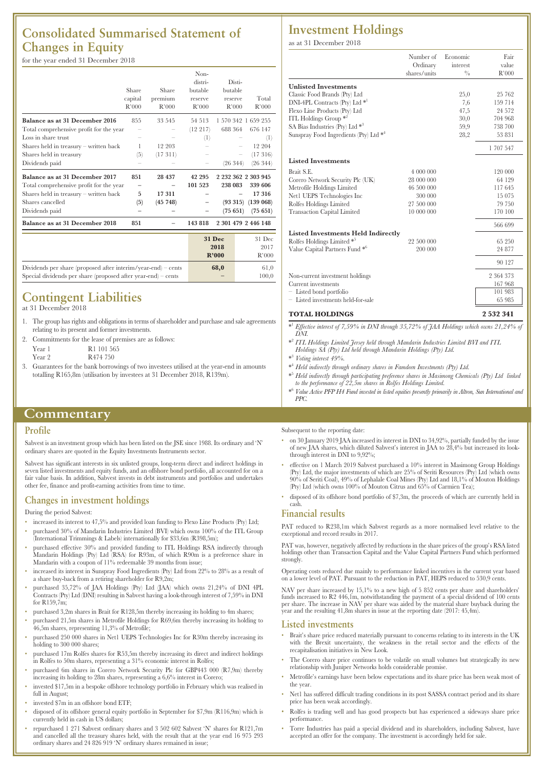# Consolidated Summarised Statement of Changes in Equity

for the year ended 31 December 2018

| | Share capital R'000 | Share premium R'000 | Non-distributable reserve R'000 | Distributable reserve R'000 | Total R'000 |
|---|---|---|---|---|---|
| **Balance as at 31 December 2016** | 855 | 33 545 | 54 513 | 1 570 342 | 1 659 255 |
| Total comprehensive profit for the year | – | – | (12 217) | 688 364 | 676 147 |
| Loss in share trust | – | – | (1) | – | (1) |
| Shares held in treasury – written back | 1 | 12 203 | – | – | 12 204 |
| Shares held in treasury | (5) | (17 311) | – | – | (17 316) |
| Dividends paid | – | – | – | (26 344) | (26 344) |
| **Balance as at 31 December 2017** | **851** | **28 437** | **42 295** | **2 232 362** | **2 303 945** |
| Total comprehensive profit for the year | **–** | **–** | **101 523** | **238 083** | **339 606** |
| Shares held in treasury – written back | **5** | **17 311** | **–** | **–** | **17 316** |
| Shares cancelled | **(5)** | **(45 748)** | **–** | **(93 315)** | **(139 068)** |
| Dividends paid | **–** | **–** | **–** | **(75 651)** | **(75 651)** |
| **Balance as at 31 December 2018** | **851** | **–** | **143 818** | **2 301 479** | **2 446 148** |

| | 31 Dec 2018 R'000 | 31 Dec 2017 R'000 |
|---|---|---|
| Dividends per share (proposed after interim/year-end) – cents | **68,0** | 61,0 |
| Special dividends per share (proposed after year-end) – cents | **–** | 100,0 |

# Contingent Liabilities

at 31 December 2018

1. The group has rights and obligations in terms of shareholder and purchase and sale agreements relating to its present and former investments.
2. Commitments for the lease of premises are as follows:
   Year 1 R1 101 565
   Year 2 R474 750
3. Guarantees for the bank borrowings of two investees utilised at the year-end in amounts totalling R165,8m (utilisation by investees at 31 December 2018, R139m).

# Investment Holdings

as at 31 December 2018

| | Number of Ordinary shares/units | Economic interest % | Fair value R'000 |
|---|---|---|---|
| **Unlisted Investments** | | | |
| Classic Food Brands (Pty) Ltd | | 25,0 | 25 762 |
| DNI-4PL Contracts (Pty) Ltd *[1] | | 7,6 | 159 714 |
| Flexo Line Products (Pty) Ltd | | 47,5 | 24 572 |
| ITL Holdings Group *[2] | | 30,0 | 704 968 |
| SA Bias Industries (Pty) Ltd *[3] | | 59,9 | 738 700 |
| Sunspray Food Ingredients (Pty) Ltd *[4] | | 28,2 | 53 831 |
| | | | 1 707 547 |
| **Listed Investments** | | | |
| Brait S.E. | 4 000 000 | | 120 000 |
| Corero Network Security Plc (UK) | 28 000 000 | | 64 129 |
| Metrofile Holdings Limited | 46 500 000 | | 117 645 |
| Net1 UEPS Technologies Inc | 300 000 | | 15 075 |
| Rolfes Holdings Limited | 27 500 000 | | 79 750 |
| Transaction Capital Limited | 10 000 000 | | 170 100 |
| | | | 566 699 |
| **Listed Investments Held Indirectly** | | | |
| Rolfes Holdings Limited *[5] | 22 500 000 | | 65 250 |
| Value Capital Partners Fund *[6] | 200 000 | | 24 877 |
| | | | 90 127 |
| Non-current investment holdings | | | 2 364 373 |
| Current investments | | | 167 968 |
| – Listed bond portfolio | | | 101 983 |
| – Listed investments held-for-sale | | | 65 985 |
| **TOTAL HOLDINGS** | | | **2 532 341** |

*[1] *Effective interest of 7,59% in DNI through 35,72% of JAA Holdings which owns 21,24% of DNI.*

*[2] *ITL Holdings Limited Jersey held through Mandarin Industries Limited BVI and ITL Holdings SA (Pty) Ltd held through Mandarin Holdings (Pty) Ltd.*

*[3] *Voting interest 49%.*

*[4] *Held indirectly through ordinary shares in Famdeen Investments (Pty) Ltd.*

*[5] *Held indirectly through participating preference shares in Masimong Chemicals (Pty) Ltd linked to the performance of 22,5m shares in Rolfes Holdings Limited.*

*[6] *Value Active PFP H4 Fund invested in listed equities presently primarily in Altron, Sun International and PPC.*

# Commentary

## Profile

Sabvest is an investment group which has been listed on the JSE since 1988. Its ordinary and 'N' ordinary shares are quoted in the Equity Investments Instruments sector.

Sabvest has significant interests in six unlisted groups, long-term direct and indirect holdings in seven listed investments and equity funds, and an offshore bond portfolio, all accounted for on a fair value basis. In addition, Sabvest invests in debt instruments and portfolios and undertakes other fee, finance and profit-earning activities from time to time.

## Changes in investment holdings

During the period Sabvest:

- increased its interest to 47,5% and provided loan funding to Flexo Line Products (Pty) Ltd;
- purchased 30% of Mandarin Industries Limited (BVI) which owns 100% of the ITL Group (International Trimmings & Labels) internationally for $33,6m (R398,5m);
- purchased effective 30% and provided funding to ITL Holdings RSA indirectly through Mandarin Holdings (Pty) Ltd (RSA) for R93m, of which R90m is a preference share in Mandarin with a coupon of 11% redeemable 39 months from issue;
- increased its interest in Sunspray Food Ingredients (Pty) Ltd from 22% to 28% as a result of a share buy-back from a retiring shareholder for R9,2m;
- purchased 35,72% of JAA Holdings (Pty) Ltd (JAA) which owns 21,24% of DNI 4PL Contracts (Pty) Ltd (DNI) resulting in Sabvest having a look-through interest of 7,59% in DNI for R159,7m;
- purchased 3,2m shares in Brait for R128,5m thereby increasing its holding to 4m shares;
- purchased 21,5m shares in Metrofile Holdings for R69,6m thereby increasing its holding to 46,5m shares, representing 11,3% of Metrofile;
- purchased 250 000 shares in Net1 UEPS Technologies Inc for R30m thereby increasing its holding to 300 000 shares;
- purchased 17m Rolfes shares for R53,5m thereby increasing its direct and indirect holdings in Rolfes to 50m shares, representing a 31% economic interest in Rolfes;
- purchased 6m shares in Corero Network Security Plc for GBP443 000 (R7,9m) thereby increasing its holding to 28m shares, representing a 6,6% interest in Corero;
- invested $17,5m in a bespoke offshore technology portfolio in February which was realised in full in August;
- invested $7m in an offshore bond ETF;
- disposed of its offshore general equity portfolio in September for $7,9m (R116,9m) which is currently held in cash in US dollars;
- repurchased 1 271 Sabvest ordinary shares and 3 502 602 Sabvest 'N' shares for R121,7m and cancelled all the treasury shares held, with the result that at the year end 16 975 293 ordinary shares and 24 826 919 'N' ordinary shares remained in issue;

Subsequent to the reporting date:

- on 30 January 2019 JAA increased its interest in DNI to 34,92%, partially funded by the issue of new JAA shares, which diluted Sabvest's interest in JAA to 28,4% but increased its look-through interest in DNI to 9,92%;
- effective on 1 March 2019 Sabvest purchased a 10% interest in Masimong Group Holdings (Pty) Ltd, the major investments of which are 25% of Seriti Resources (Pty) Ltd (which owns 90% of Seriti Coal), 49% of Lephalale Coal Mines (Pty) Ltd and 18,1% of Mouton Holdings (Pty) Ltd (which owns 100% of Mouton Citrus and 65% of Carmien Tea);
- disposed of its offshore bond portfolio of $7,3m, the proceeds of which are currently held in cash.

## Financial results

PAT reduced to R238,1m which Sabvest regards as a more normalised level relative to the exceptional and record results in 2017.

PAT was, however, negatively affected by reductions in the share prices of the group's RSA listed holdings other than Transaction Capital and the Value Capital Partners Fund which performed strongly.

Operating costs reduced due mainly to performance linked incentives in the current year based on a lower level of PAT. Pursuant to the reduction in PAT, HEPS reduced to 530,9 cents.

NAV per share increased by 15,1% to a new high of 5 852 cents per share and shareholders' funds increased to R2 446,1m, notwithstanding the payment of a special dividend of 100 cents per share. The increase in NAV per share was aided by the material share buyback during the year and the resulting 41,8m shares in issue at the reporting date (2017: 45,4m).

## Listed investments

- Brait's share price reduced materially pursuant to concerns relating to its interests in the UK with the Brexit uncertainty, the weakness in the retail sector and the effects of the recapitalisation initiatives in New Look.
- The Corero share price continues to be volatile on small volumes but strategically its new relationship with Juniper Networks holds considerable promise.
- Metrofile's earnings have been below expectations and its share price has been weak most of the year.
- Net1 has suffered difficult trading conditions in its post SASSA contract period and its share price has been weak accordingly.
- Rolfes is trading well and has good prospects but has experienced a sideways share price performance.
- Torre Industries has paid a special dividend and its shareholders, including Sabvest, have accepted an offer for the company. The investment is accordingly held for sale.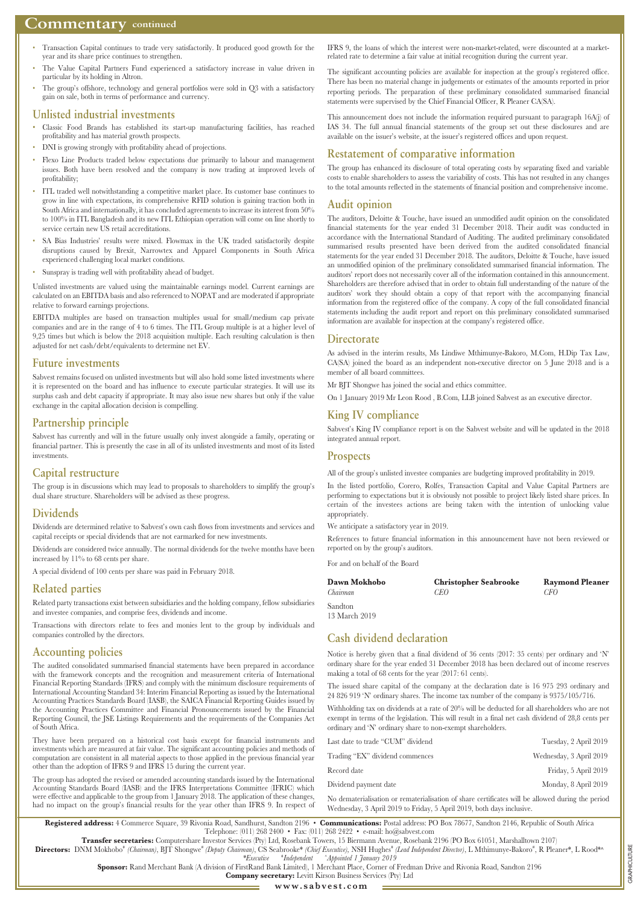# Commentary continued

- Transaction Capital continues to trade very satisfactorily. It produced good growth for the year and its share price continues to strengthen.
- The Value Capital Partners Fund experienced a satisfactory increase in value driven in particular by its holding in Altron.
- The group's offshore, technology and general portfolios were sold in Q3 with a satisfactory gain on sale, both in terms of performance and currency.

## Unlisted industrial investments

- Classic Food Brands has established its start-up manufacturing facilities, has reached profitability and has material growth prospects.
- DNI is growing strongly with profitability ahead of projections.
- Flexo Line Products traded below expectations due primarily to labour and management issues. Both have been resolved and the company is now trading at improved levels of profitability;
- ITL traded well notwithstanding a competitive market place. Its customer base continues to grow in line with expectations, its comprehensive RFID solution is gaining traction both in South Africa and internationally, it has concluded agreements to increase its interest from 50% to 100% in ITL Bangladesh and its new ITL Ethiopian operation will come on line shortly to service certain new US retail accreditations.
- SA Bias Industries' results were mixed. Flowmax in the UK traded satisfactorily despite disruptions caused by Brexit, Narrowtex and Apparel Components in South Africa experienced challenging local market conditions.
- Sunspray is trading well with profitability ahead of budget.

Unlisted investments are valued using the maintainable earnings model. Current earnings are calculated on an EBITDA basis and also referenced to NOPAT and are moderated if appropriate relative to forward earnings projections.

EBITDA multiples are based on transaction multiples usual for small/medium cap private companies and are in the range of 4 to 6 times. The ITL Group multiple is at a higher level of 9,25 times but which is below the 2018 acquisition multiple. Each resulting calculation is then adjusted for net cash/debt/equivalents to determine net EV.

## Future investments

Sabvest remains focused on unlisted investments but will also hold some listed investments where it is represented on the board and has influence to execute particular strategies. It will use its surplus cash and debt capacity if appropriate. It may also issue new shares but only if the value exchange in the capital allocation decision is compelling.

## Partnership principle

Sabvest has currently and will in the future usually only invest alongside a family, operating or financial partner. This is presently the case in all of its unlisted investments and most of its listed investments.

## Capital restructure

The group is in discussions which may lead to proposals to shareholders to simplify the group's dual share structure. Shareholders will be advised as these progress.

## Dividends

Dividends are determined relative to Sabvest's own cash flows from investments and services and capital receipts or special dividends that are not earmarked for new investments.

Dividends are considered twice annually. The normal dividends for the twelve months have been increased by 11% to 68 cents per share.

A special dividend of 100 cents per share was paid in February 2018.

## Related parties

Related party transactions exist between subsidiaries and the holding company, fellow subsidiaries and investee companies, and comprise fees, dividends and income.

Transactions with directors relate to fees and monies lent to the group by individuals and companies controlled by the directors.

## Accounting policies

The audited consolidated summarised financial statements have been prepared in accordance with the framework concepts and the recognition and measurement criteria of International Financial Reporting Standards (IFRS) and comply with the minimum disclosure requirements of International Accounting Standard 34: Interim Financial Reporting as issued by the International Accounting Practices Standards Board (IASB), the SAICA Financial Reporting Guides issued by the Accounting Practices Committee and Financial Pronouncements issued by the Financial Reporting Council, the JSE Listings Requirements and the requirements of the Companies Act of South Africa.

They have been prepared on a historical cost basis except for financial instruments and investments which are measured at fair value. The significant accounting policies and methods of computation are consistent in all material aspects to those applied in the previous financial year other than the adoption of IFRS 9 and IFRS 15 during the current year.

The group has adopted the revised or amended accounting standards issued by the International Accounting Standards Board (IASB) and the IFRS Interpretations Committee (IFRIC) which were effective and applicable to the group from 1 January 2018. The application of these changes, had no impact on the group's financial results for the year other than IFRS 9. In respect of IFRS 9, the loans of which the interest were non-market-related, were discounted at a market-related rate to determine a fair value at initial recognition during the current year.

The significant accounting policies are available for inspection at the group's registered office. There has been no material change in judgements or estimates of the amounts reported in prior reporting periods. The preparation of these preliminary consolidated summarised financial statements were supervised by the Chief Financial Officer, R Pleaner CA(SA).

This announcement does not include the information required pursuant to paragraph 16A(j) of IAS 34. The full annual financial statements of the group set out these disclosures and are available on the issuer's website, at the issuer's registered offices and upon request.

## Restatement of comparative information

The group has enhanced its disclosure of total operating costs by separating fixed and variable costs to enable shareholders to assess the variability of costs. This has not resulted in any changes to the total amounts reflected in the statements of financial position and comprehensive income.

## Audit opinion

The auditors, Deloitte & Touche, have issued an unmodified audit opinion on the consolidated financial statements for the year ended 31 December 2018. Their audit was conducted in accordance with the International Standard of Auditing. The audited preliminary consolidated summarised results presented have been derived from the audited consolidated financial statements for the year ended 31 December 2018. The auditors, Deloitte & Touche, have issued an unmodified opinion of the preliminary consolidated summarised financial information. The auditors' report does not necessarily cover all of the information contained in this announcement. Shareholders are therefore advised that in order to obtain full understanding of the nature of the auditors' work they should obtain a copy of that report with the accompanying financial information from the registered office of the company. A copy of the full consolidated financial statements including the audit report and report on this preliminary consolidated summarised information are available for inspection at the company's registered office.

## Directorate

As advised in the interim results, Ms Lindiwe Mthimunye-Bakoro, M.Com, H.Dip Tax Law, CA(SA) joined the board as an independent non-executive director on 5 June 2018 and is a member of all board committees.

Mr BJT Shongwe has joined the social and ethics committee.

On 1 January 2019 Mr Leon Rood , B.Com, LLB joined Sabvest as an executive director.

## King IV compliance

Sabvest's King IV compliance report is on the Sabvest website and will be updated in the 2018 integrated annual report.

## Prospects

All of the group's unlisted investee companies are budgeting improved profitability in 2019.

In the listed portfolio, Corero, Rolfes, Transaction Capital and Value Capital Partners are performing to expectations but it is obviously not possible to project likely listed share prices. In certain of the investees actions are being taken with the intention of unlocking value appropriately.

We anticipate a satisfactory year in 2019.

References to future financial information in this announcement have not been reviewed or reported on by the group's auditors.

For and on behalf of the Board

| **Dawn Mokhobo** | **Christopher Seabrooke** | **Raymond Pleaner** |
|---|---|---|
| *Chairman* | *CEO* | *CFO* |

Sandton
13 March 2019

## Cash dividend declaration

Notice is hereby given that a final dividend of 36 cents (2017: 35 cents) per ordinary and 'N' ordinary share for the year ended 31 December 2018 has been declared out of income reserves making a total of 68 cents for the year (2017: 61 cents).

The issued share capital of the company at the declaration date is 16 975 293 ordinary and 24 826 919 'N' ordinary shares. The income tax number of the company is 9375/105/716.

Withholding tax on dividends at a rate of 20% will be deducted for all shareholders who are not exempt in terms of the legislation. This will result in a final net cash dividend of 28,8 cents per ordinary and 'N' ordinary share to non-exempt shareholders.

| | |
|---|---|
| Last date to trade "CUM" dividend | Tuesday, 2 April 2019 |
| Trading "EX" dividend commences | Wednesday, 3 April 2019 |
| Record date | Friday, 5 April 2019 |
| Dividend payment date | Monday, 8 April 2019 |

No dematerialisation or rematerialisation of share certificates will be allowed during the period Wednesday, 3 April 2019 to Friday, 5 April 2019, both days inclusive.

**Registered address:** 4 Commerce Square, 39 Rivonia Road, Sandhurst, Sandton 2196 • **Communications:** Postal address: PO Box 78677, Sandton 2146, Republic of South Africa
Telephone: (011) 268 2400 • Fax: (011) 268 2422 • e-mail: ho@sabvest.com

**Transfer secretaries:** Computershare Investor Services (Pty) Ltd, Rosebank Towers, 15 Biermann Avenue, Rosebank 2196 (PO Box 61051, Marshalltown 2107)

**Directors:** DNM Mokhobo# *(Chairman)*, BJT Shongwe# *(Deputy Chairman)*, CS Seabrooke* *(Chief Executive)*, NSH Hughes# *(Lead Independent Director)*, L Mthimunye-Bakoro#, R Pleaner*, L Rood*^
*\*Executive #Independent ^Appointed 1 January 2019*

**Sponsor:** Rand Merchant Bank (A division of FirstRand Bank Limited), 1 Merchant Place, Corner of Fredman Drive and Rivonia Road, Sandton 2196

**Company secretary:** Levitt Kirson Business Services (Pty) Ltd

**www.sabvest.com**